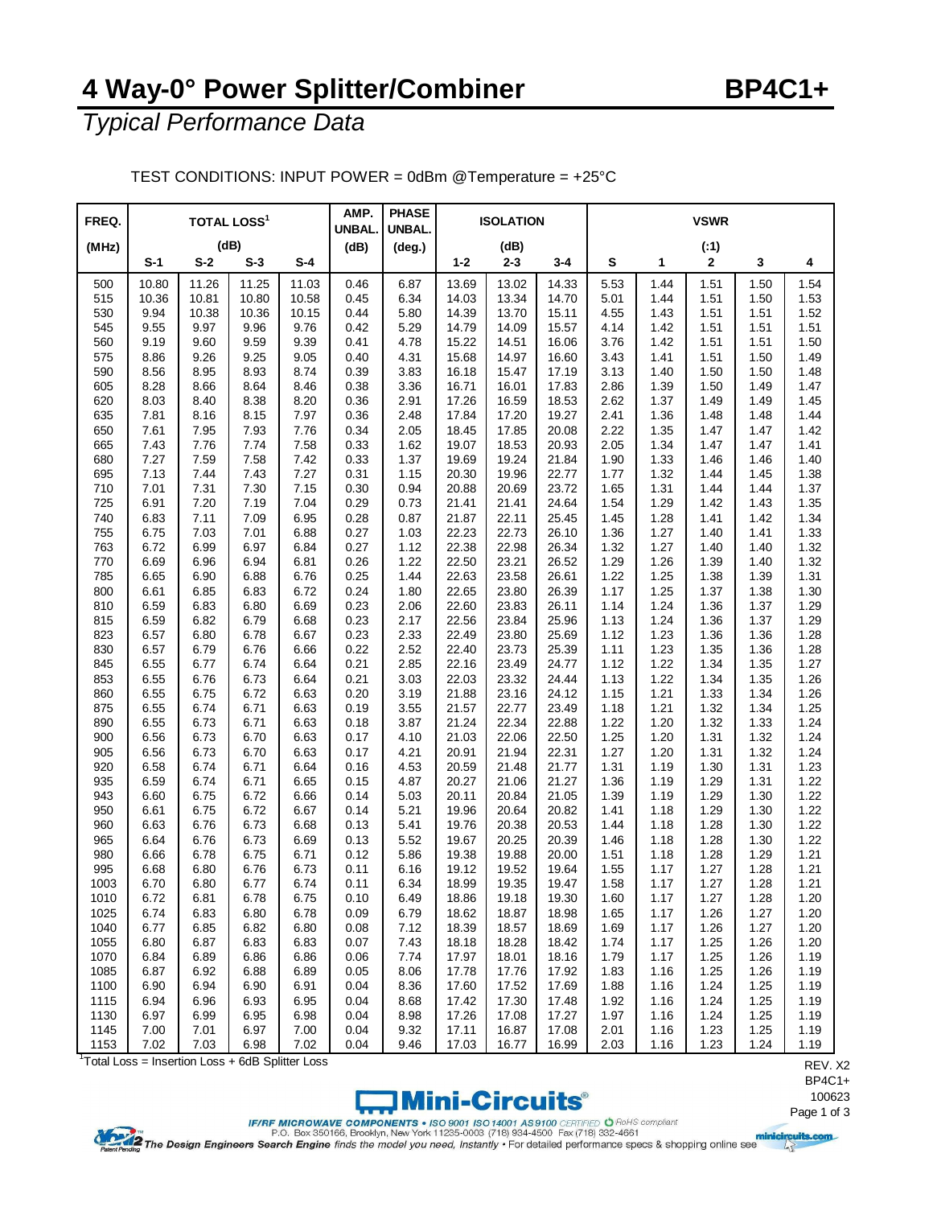# 4 Way-0° Power Splitter/Combiner

# BP4C1+

## *Typical Performance Data*

TEST CONDITIONS: INPUT POWER = 0dBm @Temperature = +25°C

| FREQ. (MHz) | TOTAL LOSS[1] (dB) | | | | AMP. UNBAL. (dB) | PHASE UNBAL. (deg.) | ISOLATION (dB) | | | VSWR (:1) | | | | |
|---|---|---|---|---|---|---|---|---|---|---|---|---|---|---|
| | S-1 | S-2 | S-3 | S-4 | | | 1-2 | 2-3 | 3-4 | S | 1 | 2 | 3 | 4 |
| 500 | 10.80 | 11.26 | 11.25 | 11.03 | 0.46 | 6.87 | 13.69 | 13.02 | 14.33 | 5.53 | 1.44 | 1.51 | 1.50 | 1.54 |
| 515 | 10.36 | 10.81 | 10.80 | 10.58 | 0.45 | 6.34 | 14.03 | 13.34 | 14.70 | 5.01 | 1.44 | 1.51 | 1.50 | 1.53 |
| 530 | 9.94 | 10.38 | 10.36 | 10.15 | 0.44 | 5.80 | 14.39 | 13.70 | 15.11 | 4.55 | 1.43 | 1.51 | 1.51 | 1.52 |
| 545 | 9.55 | 9.97 | 9.96 | 9.76 | 0.42 | 5.29 | 14.79 | 14.09 | 15.57 | 4.14 | 1.42 | 1.51 | 1.51 | 1.51 |
| 560 | 9.19 | 9.60 | 9.59 | 9.39 | 0.41 | 4.78 | 15.22 | 14.51 | 16.06 | 3.76 | 1.42 | 1.51 | 1.51 | 1.50 |
| 575 | 8.86 | 9.26 | 9.25 | 9.05 | 0.40 | 4.31 | 15.68 | 14.97 | 16.60 | 3.43 | 1.41 | 1.51 | 1.50 | 1.49 |
| 590 | 8.56 | 8.95 | 8.93 | 8.74 | 0.39 | 3.83 | 16.18 | 15.47 | 17.19 | 3.13 | 1.40 | 1.50 | 1.50 | 1.48 |
| 605 | 8.28 | 8.66 | 8.64 | 8.46 | 0.38 | 3.36 | 16.71 | 16.01 | 17.83 | 2.86 | 1.39 | 1.50 | 1.49 | 1.47 |
| 620 | 8.03 | 8.40 | 8.38 | 8.20 | 0.36 | 2.91 | 17.26 | 16.59 | 18.53 | 2.62 | 1.37 | 1.49 | 1.49 | 1.45 |
| 635 | 7.81 | 8.16 | 8.15 | 7.97 | 0.36 | 2.48 | 17.84 | 17.20 | 19.27 | 2.41 | 1.36 | 1.48 | 1.48 | 1.44 |
| 650 | 7.61 | 7.95 | 7.93 | 7.76 | 0.34 | 2.05 | 18.45 | 17.85 | 20.08 | 2.22 | 1.35 | 1.47 | 1.47 | 1.42 |
| 665 | 7.43 | 7.76 | 7.74 | 7.58 | 0.33 | 1.62 | 19.07 | 18.53 | 20.93 | 2.05 | 1.34 | 1.47 | 1.47 | 1.41 |
| 680 | 7.27 | 7.59 | 7.58 | 7.42 | 0.33 | 1.37 | 19.69 | 19.24 | 21.84 | 1.90 | 1.33 | 1.46 | 1.46 | 1.40 |
| 695 | 7.13 | 7.44 | 7.43 | 7.27 | 0.31 | 1.15 | 20.30 | 19.96 | 22.77 | 1.77 | 1.32 | 1.44 | 1.45 | 1.38 |
| 710 | 7.01 | 7.31 | 7.30 | 7.15 | 0.30 | 0.94 | 20.88 | 20.69 | 23.72 | 1.65 | 1.31 | 1.44 | 1.44 | 1.37 |
| 725 | 6.91 | 7.20 | 7.19 | 7.04 | 0.29 | 0.73 | 21.41 | 21.41 | 24.64 | 1.54 | 1.29 | 1.42 | 1.43 | 1.35 |
| 740 | 6.83 | 7.11 | 7.09 | 6.95 | 0.28 | 0.87 | 21.87 | 22.11 | 25.45 | 1.45 | 1.28 | 1.41 | 1.42 | 1.34 |
| 755 | 6.75 | 7.03 | 7.01 | 6.88 | 0.27 | 1.03 | 22.23 | 22.73 | 26.10 | 1.36 | 1.27 | 1.40 | 1.41 | 1.33 |
| 763 | 6.72 | 6.99 | 6.97 | 6.84 | 0.27 | 1.12 | 22.38 | 22.98 | 26.34 | 1.32 | 1.27 | 1.40 | 1.40 | 1.32 |
| 770 | 6.69 | 6.96 | 6.94 | 6.81 | 0.26 | 1.22 | 22.50 | 23.21 | 26.52 | 1.29 | 1.26 | 1.39 | 1.40 | 1.32 |
| 785 | 6.65 | 6.90 | 6.88 | 6.76 | 0.25 | 1.44 | 22.63 | 23.58 | 26.61 | 1.22 | 1.25 | 1.38 | 1.39 | 1.31 |
| 800 | 6.61 | 6.85 | 6.83 | 6.72 | 0.24 | 1.80 | 22.65 | 23.80 | 26.39 | 1.17 | 1.25 | 1.37 | 1.38 | 1.30 |
| 810 | 6.59 | 6.83 | 6.80 | 6.69 | 0.23 | 2.06 | 22.60 | 23.83 | 26.11 | 1.14 | 1.24 | 1.36 | 1.37 | 1.29 |
| 815 | 6.59 | 6.82 | 6.79 | 6.68 | 0.23 | 2.17 | 22.56 | 23.84 | 25.96 | 1.13 | 1.24 | 1.36 | 1.37 | 1.29 |
| 823 | 6.57 | 6.80 | 6.78 | 6.67 | 0.23 | 2.33 | 22.49 | 23.80 | 25.69 | 1.12 | 1.23 | 1.36 | 1.36 | 1.28 |
| 830 | 6.57 | 6.79 | 6.76 | 6.66 | 0.22 | 2.52 | 22.40 | 23.73 | 25.39 | 1.11 | 1.23 | 1.35 | 1.36 | 1.28 |
| 845 | 6.55 | 6.77 | 6.74 | 6.64 | 0.21 | 2.85 | 22.16 | 23.49 | 24.77 | 1.12 | 1.22 | 1.34 | 1.35 | 1.27 |
| 853 | 6.55 | 6.76 | 6.73 | 6.64 | 0.21 | 3.03 | 22.03 | 23.32 | 24.44 | 1.13 | 1.22 | 1.34 | 1.35 | 1.26 |
| 860 | 6.55 | 6.75 | 6.72 | 6.63 | 0.20 | 3.19 | 21.88 | 23.16 | 24.12 | 1.15 | 1.21 | 1.33 | 1.34 | 1.26 |
| 875 | 6.55 | 6.74 | 6.71 | 6.63 | 0.19 | 3.55 | 21.57 | 22.77 | 23.49 | 1.18 | 1.21 | 1.32 | 1.34 | 1.25 |
| 890 | 6.55 | 6.73 | 6.71 | 6.63 | 0.18 | 3.87 | 21.24 | 22.34 | 22.88 | 1.22 | 1.20 | 1.32 | 1.33 | 1.24 |
| 900 | 6.56 | 6.73 | 6.70 | 6.63 | 0.17 | 4.10 | 21.03 | 22.06 | 22.50 | 1.25 | 1.20 | 1.31 | 1.32 | 1.24 |
| 905 | 6.56 | 6.73 | 6.70 | 6.63 | 0.17 | 4.21 | 20.91 | 21.94 | 22.31 | 1.27 | 1.20 | 1.31 | 1.32 | 1.24 |
| 920 | 6.58 | 6.74 | 6.71 | 6.64 | 0.16 | 4.53 | 20.59 | 21.48 | 21.77 | 1.31 | 1.19 | 1.30 | 1.31 | 1.23 |
| 935 | 6.59 | 6.74 | 6.71 | 6.65 | 0.15 | 4.87 | 20.27 | 21.06 | 21.27 | 1.36 | 1.19 | 1.29 | 1.31 | 1.22 |
| 943 | 6.60 | 6.75 | 6.72 | 6.66 | 0.14 | 5.03 | 20.11 | 20.84 | 21.05 | 1.39 | 1.19 | 1.29 | 1.30 | 1.22 |
| 950 | 6.61 | 6.75 | 6.72 | 6.67 | 0.14 | 5.21 | 19.96 | 20.64 | 20.82 | 1.41 | 1.18 | 1.29 | 1.30 | 1.22 |
| 960 | 6.63 | 6.76 | 6.73 | 6.68 | 0.13 | 5.41 | 19.76 | 20.38 | 20.53 | 1.44 | 1.18 | 1.28 | 1.30 | 1.22 |
| 965 | 6.64 | 6.76 | 6.73 | 6.69 | 0.13 | 5.52 | 19.67 | 20.25 | 20.39 | 1.46 | 1.18 | 1.28 | 1.30 | 1.22 |
| 980 | 6.66 | 6.78 | 6.75 | 6.71 | 0.12 | 5.86 | 19.38 | 19.88 | 20.00 | 1.51 | 1.18 | 1.28 | 1.29 | 1.21 |
| 995 | 6.68 | 6.80 | 6.76 | 6.73 | 0.11 | 6.16 | 19.12 | 19.52 | 19.64 | 1.55 | 1.17 | 1.27 | 1.28 | 1.21 |
| 1003 | 6.70 | 6.80 | 6.77 | 6.74 | 0.11 | 6.34 | 18.99 | 19.35 | 19.47 | 1.58 | 1.17 | 1.27 | 1.28 | 1.21 |
| 1010 | 6.72 | 6.81 | 6.78 | 6.75 | 0.10 | 6.49 | 18.86 | 19.18 | 19.30 | 1.60 | 1.17 | 1.27 | 1.28 | 1.20 |
| 1025 | 6.74 | 6.83 | 6.80 | 6.78 | 0.09 | 6.79 | 18.62 | 18.87 | 18.98 | 1.65 | 1.17 | 1.26 | 1.27 | 1.20 |
| 1040 | 6.77 | 6.85 | 6.82 | 6.80 | 0.08 | 7.12 | 18.39 | 18.57 | 18.69 | 1.69 | 1.17 | 1.26 | 1.27 | 1.20 |
| 1055 | 6.80 | 6.87 | 6.83 | 6.83 | 0.07 | 7.43 | 18.18 | 18.28 | 18.42 | 1.74 | 1.17 | 1.25 | 1.26 | 1.20 |
| 1070 | 6.84 | 6.89 | 6.86 | 6.86 | 0.06 | 7.74 | 17.97 | 18.01 | 18.16 | 1.79 | 1.17 | 1.25 | 1.26 | 1.19 |
| 1085 | 6.87 | 6.92 | 6.88 | 6.89 | 0.05 | 8.06 | 17.78 | 17.76 | 17.92 | 1.83 | 1.16 | 1.25 | 1.26 | 1.19 |
| 1100 | 6.90 | 6.94 | 6.90 | 6.91 | 0.04 | 8.36 | 17.60 | 17.52 | 17.69 | 1.88 | 1.16 | 1.24 | 1.25 | 1.19 |
| 1115 | 6.94 | 6.96 | 6.93 | 6.95 | 0.04 | 8.68 | 17.42 | 17.30 | 17.48 | 1.92 | 1.16 | 1.24 | 1.25 | 1.19 |
| 1130 | 6.97 | 6.99 | 6.95 | 6.98 | 0.04 | 8.98 | 17.26 | 17.08 | 17.27 | 1.97 | 1.16 | 1.24 | 1.25 | 1.19 |
| 1145 | 7.00 | 7.01 | 6.97 | 7.00 | 0.04 | 9.32 | 17.11 | 16.87 | 17.08 | 2.01 | 1.16 | 1.23 | 1.25 | 1.19 |
| 1153 | 7.02 | 7.03 | 6.98 | 7.02 | 0.04 | 9.46 | 17.03 | 16.77 | 16.99 | 2.03 | 1.16 | 1.23 | 1.24 | 1.19 |

[1] Total Loss = Insertion Loss + 6dB Splitter Loss

REV. X2
BP4C1+
100623

Mini-Circuits®

IF/RF MICROWAVE COMPONENTS • ISO 9001 ISO 14001 AS 9100 CERTIFIED • RoHS compliant
P.O. Box 350166, Brooklyn, New York 11235-0003 (718) 934-4500 Fax (718) 332-4661

The Design Engineers Search Engine finds the model you need, Instantly • For detailed performance specs & shopping online see minicircuits.com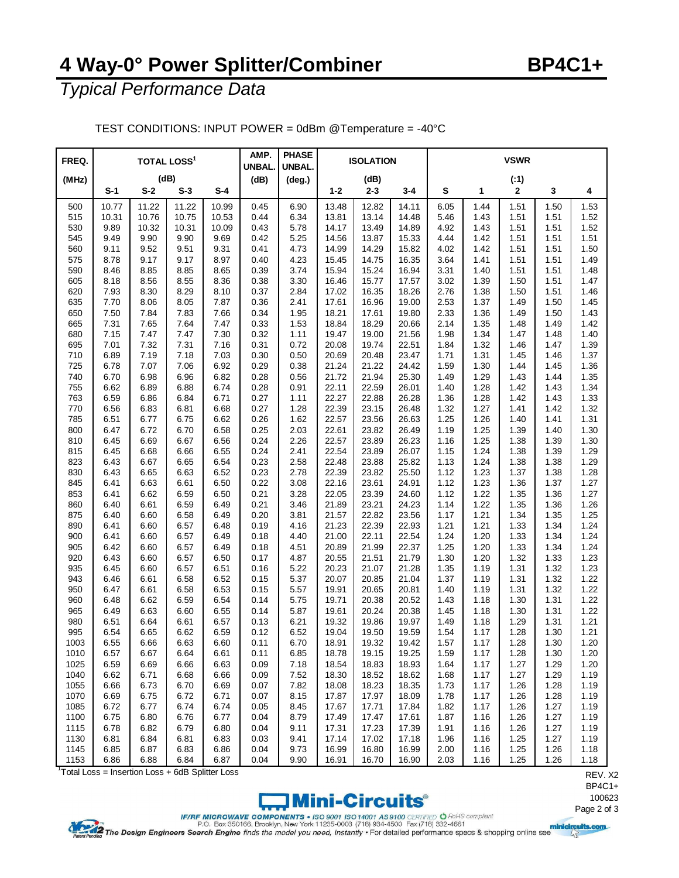# 4 Way-0° Power Splitter/Combiner BP4C1+

*Typical Performance Data*

TEST CONDITIONS: INPUT POWER = 0dBm @Temperature = -40°C

| FREQ. (MHz) | TOTAL LOSS[1] (dB) | | | | AMP. UNBAL. (dB) | PHASE UNBAL. (deg.) | ISOLATION (dB) | | | VSWR (:1) | | | | |
|---|---|---|---|---|---|---|---|---|---|---|---|---|---|---|
| | S-1 | S-2 | S-3 | S-4 | | | 1-2 | 2-3 | 3-4 | S | 1 | 2 | 3 | 4 |
| 500 | 10.77 | 11.22 | 11.22 | 10.99 | 0.45 | 6.90 | 13.48 | 12.82 | 14.11 | 6.05 | 1.44 | 1.51 | 1.50 | 1.53 |
| 515 | 10.31 | 10.76 | 10.75 | 10.53 | 0.44 | 6.34 | 13.81 | 13.14 | 14.48 | 5.46 | 1.43 | 1.51 | 1.51 | 1.52 |
| 530 | 9.89 | 10.32 | 10.31 | 10.09 | 0.43 | 5.78 | 14.17 | 13.49 | 14.89 | 4.92 | 1.43 | 1.51 | 1.51 | 1.52 |
| 545 | 9.49 | 9.90 | 9.90 | 9.69 | 0.42 | 5.25 | 14.56 | 13.87 | 15.33 | 4.44 | 1.42 | 1.51 | 1.51 | 1.51 |
| 560 | 9.11 | 9.52 | 9.51 | 9.31 | 0.41 | 4.73 | 14.99 | 14.29 | 15.82 | 4.02 | 1.42 | 1.51 | 1.51 | 1.50 |
| 575 | 8.78 | 9.17 | 9.17 | 8.97 | 0.40 | 4.23 | 15.45 | 14.75 | 16.35 | 3.64 | 1.41 | 1.51 | 1.51 | 1.49 |
| 590 | 8.46 | 8.85 | 8.85 | 8.65 | 0.39 | 3.74 | 15.94 | 15.24 | 16.94 | 3.31 | 1.40 | 1.51 | 1.51 | 1.48 |
| 605 | 8.18 | 8.56 | 8.55 | 8.36 | 0.38 | 3.30 | 16.46 | 15.77 | 17.57 | 3.02 | 1.39 | 1.50 | 1.51 | 1.47 |
| 620 | 7.93 | 8.30 | 8.29 | 8.10 | 0.37 | 2.84 | 17.02 | 16.35 | 18.26 | 2.76 | 1.38 | 1.50 | 1.51 | 1.46 |
| 635 | 7.70 | 8.06 | 8.05 | 7.87 | 0.36 | 2.41 | 17.61 | 16.96 | 19.00 | 2.53 | 1.37 | 1.49 | 1.50 | 1.45 |
| 650 | 7.50 | 7.84 | 7.83 | 7.66 | 0.34 | 1.95 | 18.21 | 17.61 | 19.80 | 2.33 | 1.36 | 1.49 | 1.50 | 1.43 |
| 665 | 7.31 | 7.65 | 7.64 | 7.47 | 0.33 | 1.53 | 18.84 | 18.29 | 20.66 | 2.14 | 1.35 | 1.48 | 1.49 | 1.42 |
| 680 | 7.15 | 7.47 | 7.47 | 7.30 | 0.32 | 1.11 | 19.47 | 19.00 | 21.56 | 1.98 | 1.34 | 1.47 | 1.48 | 1.40 |
| 695 | 7.01 | 7.32 | 7.31 | 7.16 | 0.31 | 0.72 | 20.08 | 19.74 | 22.51 | 1.84 | 1.32 | 1.46 | 1.47 | 1.39 |
| 710 | 6.89 | 7.19 | 7.18 | 7.03 | 0.30 | 0.50 | 20.69 | 20.48 | 23.47 | 1.71 | 1.31 | 1.45 | 1.46 | 1.37 |
| 725 | 6.78 | 7.07 | 7.06 | 6.92 | 0.29 | 0.38 | 21.24 | 21.22 | 24.42 | 1.59 | 1.30 | 1.44 | 1.45 | 1.36 |
| 740 | 6.70 | 6.98 | 6.96 | 6.82 | 0.28 | 0.56 | 21.72 | 21.94 | 25.30 | 1.49 | 1.29 | 1.43 | 1.44 | 1.35 |
| 755 | 6.62 | 6.89 | 6.88 | 6.74 | 0.28 | 0.91 | 22.11 | 22.59 | 26.01 | 1.40 | 1.28 | 1.42 | 1.43 | 1.34 |
| 763 | 6.59 | 6.86 | 6.84 | 6.71 | 0.27 | 1.11 | 22.27 | 22.88 | 26.28 | 1.36 | 1.28 | 1.42 | 1.43 | 1.33 |
| 770 | 6.56 | 6.83 | 6.81 | 6.68 | 0.27 | 1.28 | 22.39 | 23.15 | 26.48 | 1.32 | 1.27 | 1.41 | 1.42 | 1.32 |
| 785 | 6.51 | 6.77 | 6.75 | 6.62 | 0.26 | 1.62 | 22.57 | 23.56 | 26.63 | 1.25 | 1.26 | 1.40 | 1.41 | 1.31 |
| 800 | 6.47 | 6.72 | 6.70 | 6.58 | 0.25 | 2.03 | 22.61 | 23.82 | 26.49 | 1.19 | 1.25 | 1.39 | 1.40 | 1.30 |
| 810 | 6.45 | 6.69 | 6.67 | 6.56 | 0.24 | 2.26 | 22.57 | 23.89 | 26.23 | 1.16 | 1.25 | 1.38 | 1.39 | 1.30 |
| 815 | 6.45 | 6.68 | 6.66 | 6.55 | 0.24 | 2.41 | 22.54 | 23.89 | 26.07 | 1.15 | 1.24 | 1.38 | 1.39 | 1.29 |
| 823 | 6.43 | 6.67 | 6.65 | 6.54 | 0.23 | 2.58 | 22.48 | 23.88 | 25.82 | 1.13 | 1.24 | 1.38 | 1.38 | 1.29 |
| 830 | 6.43 | 6.65 | 6.63 | 6.52 | 0.23 | 2.78 | 22.39 | 23.82 | 25.50 | 1.12 | 1.23 | 1.37 | 1.38 | 1.28 |
| 845 | 6.41 | 6.63 | 6.61 | 6.50 | 0.22 | 3.08 | 22.16 | 23.61 | 24.91 | 1.12 | 1.23 | 1.36 | 1.37 | 1.27 |
| 853 | 6.41 | 6.62 | 6.59 | 6.50 | 0.21 | 3.28 | 22.05 | 23.39 | 24.60 | 1.12 | 1.22 | 1.35 | 1.36 | 1.27 |
| 860 | 6.40 | 6.61 | 6.59 | 6.49 | 0.21 | 3.46 | 21.89 | 23.21 | 24.23 | 1.14 | 1.22 | 1.35 | 1.36 | 1.26 |
| 875 | 6.40 | 6.60 | 6.58 | 6.49 | 0.20 | 3.81 | 21.57 | 22.82 | 23.56 | 1.17 | 1.21 | 1.34 | 1.35 | 1.25 |
| 890 | 6.41 | 6.60 | 6.57 | 6.48 | 0.19 | 4.16 | 21.23 | 22.39 | 22.93 | 1.21 | 1.21 | 1.33 | 1.34 | 1.24 |
| 900 | 6.41 | 6.60 | 6.57 | 6.49 | 0.18 | 4.40 | 21.00 | 22.11 | 22.54 | 1.24 | 1.20 | 1.33 | 1.34 | 1.24 |
| 905 | 6.42 | 6.60 | 6.57 | 6.49 | 0.18 | 4.51 | 20.89 | 21.99 | 22.37 | 1.25 | 1.20 | 1.33 | 1.34 | 1.24 |
| 920 | 6.43 | 6.60 | 6.57 | 6.50 | 0.17 | 4.87 | 20.55 | 21.51 | 21.79 | 1.30 | 1.20 | 1.32 | 1.33 | 1.23 |
| 935 | 6.45 | 6.60 | 6.57 | 6.51 | 0.16 | 5.22 | 20.23 | 21.07 | 21.28 | 1.35 | 1.19 | 1.31 | 1.32 | 1.23 |
| 943 | 6.46 | 6.61 | 6.58 | 6.52 | 0.15 | 5.37 | 20.07 | 20.85 | 21.04 | 1.37 | 1.19 | 1.31 | 1.32 | 1.22 |
| 950 | 6.47 | 6.61 | 6.58 | 6.53 | 0.15 | 5.57 | 19.91 | 20.65 | 20.81 | 1.40 | 1.19 | 1.31 | 1.32 | 1.22 |
| 960 | 6.48 | 6.62 | 6.59 | 6.54 | 0.14 | 5.75 | 19.71 | 20.38 | 20.52 | 1.43 | 1.18 | 1.30 | 1.31 | 1.22 |
| 965 | 6.49 | 6.63 | 6.60 | 6.55 | 0.14 | 5.87 | 19.61 | 20.24 | 20.38 | 1.45 | 1.18 | 1.30 | 1.31 | 1.22 |
| 980 | 6.51 | 6.64 | 6.61 | 6.57 | 0.13 | 6.21 | 19.32 | 19.86 | 19.97 | 1.49 | 1.18 | 1.29 | 1.31 | 1.21 |
| 995 | 6.54 | 6.65 | 6.62 | 6.59 | 0.12 | 6.52 | 19.04 | 19.50 | 19.59 | 1.54 | 1.17 | 1.28 | 1.30 | 1.21 |
| 1003 | 6.55 | 6.66 | 6.63 | 6.60 | 0.11 | 6.70 | 18.91 | 19.32 | 19.42 | 1.57 | 1.17 | 1.28 | 1.30 | 1.20 |
| 1010 | 6.57 | 6.67 | 6.64 | 6.61 | 0.11 | 6.85 | 18.78 | 19.15 | 19.25 | 1.59 | 1.17 | 1.28 | 1.30 | 1.20 |
| 1025 | 6.59 | 6.69 | 6.66 | 6.63 | 0.09 | 7.18 | 18.54 | 18.83 | 18.93 | 1.64 | 1.17 | 1.27 | 1.29 | 1.20 |
| 1040 | 6.62 | 6.71 | 6.68 | 6.66 | 0.09 | 7.52 | 18.30 | 18.52 | 18.62 | 1.68 | 1.17 | 1.27 | 1.29 | 1.19 |
| 1055 | 6.66 | 6.73 | 6.70 | 6.69 | 0.07 | 7.82 | 18.08 | 18.23 | 18.35 | 1.73 | 1.17 | 1.26 | 1.28 | 1.19 |
| 1070 | 6.69 | 6.75 | 6.72 | 6.71 | 0.07 | 8.15 | 17.87 | 17.97 | 18.09 | 1.78 | 1.17 | 1.26 | 1.28 | 1.19 |
| 1085 | 6.72 | 6.77 | 6.74 | 6.74 | 0.05 | 8.45 | 17.67 | 17.71 | 17.84 | 1.82 | 1.17 | 1.26 | 1.27 | 1.19 |
| 1100 | 6.75 | 6.80 | 6.76 | 6.77 | 0.04 | 8.79 | 17.49 | 17.47 | 17.61 | 1.87 | 1.16 | 1.26 | 1.27 | 1.19 |
| 1115 | 6.78 | 6.82 | 6.79 | 6.80 | 0.04 | 9.11 | 17.31 | 17.23 | 17.39 | 1.91 | 1.16 | 1.26 | 1.27 | 1.19 |
| 1130 | 6.81 | 6.84 | 6.81 | 6.83 | 0.03 | 9.41 | 17.14 | 17.02 | 17.18 | 1.96 | 1.16 | 1.25 | 1.27 | 1.19 |
| 1145 | 6.85 | 6.87 | 6.83 | 6.86 | 0.04 | 9.73 | 16.99 | 16.80 | 16.99 | 2.00 | 1.16 | 1.25 | 1.26 | 1.18 |
| 1153 | 6.86 | 6.88 | 6.84 | 6.87 | 0.04 | 9.90 | 16.91 | 16.70 | 16.90 | 2.03 | 1.16 | 1.25 | 1.26 | 1.18 |

[1]Total Loss = Insertion Loss + 6dB Splitter Loss

REV. X2
BP4C1+
100623

Mini-Circuits®

IF/RF MICROWAVE COMPONENTS • ISO 9001 ISO 14001 AS 9100 CERTIFIED • RoHS compliant
P.O. Box 350166, Brooklyn, New York 11235-0003 (718) 934-4500 Fax (718) 332-4661
The Design Engineers Search Engine finds the model you need, Instantly • For detailed performance specs & shopping online see minicircuits.com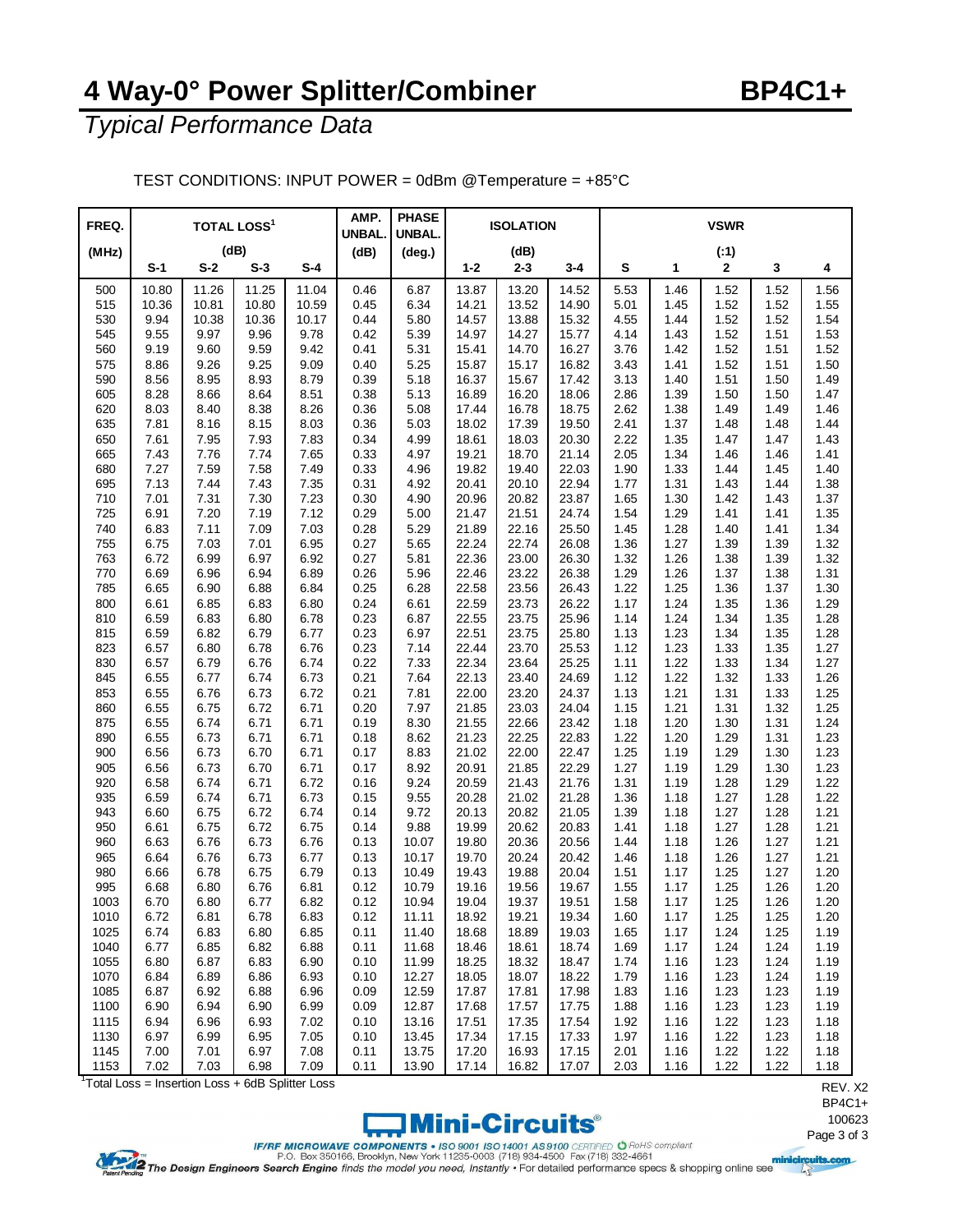# 4 Way-0° Power Splitter/Combiner BP4C1+

*Typical Performance Data*

TEST CONDITIONS: INPUT POWER = 0dBm @Temperature = +85°C

| FREQ. (MHz) | TOTAL LOSS[1] (dB) | | | | AMP. UNBAL. (dB) | PHASE UNBAL. (deg.) | ISOLATION (dB) | | | VSWR (:1) | | | | |
|---|---|---|---|---|---|---|---|---|---|---|---|---|---|---|
| | S-1 | S-2 | S-3 | S-4 | | | 1-2 | 2-3 | 3-4 | S | 1 | 2 | 3 | 4 |
| 500 | 10.80 | 11.26 | 11.25 | 11.04 | 0.46 | 6.87 | 13.87 | 13.20 | 14.52 | 5.53 | 1.46 | 1.52 | 1.52 | 1.56 |
| 515 | 10.36 | 10.81 | 10.80 | 10.59 | 0.45 | 6.34 | 14.21 | 13.52 | 14.90 | 5.01 | 1.45 | 1.52 | 1.52 | 1.55 |
| 530 | 9.94 | 10.38 | 10.36 | 10.17 | 0.44 | 5.80 | 14.57 | 13.88 | 15.32 | 4.55 | 1.44 | 1.52 | 1.52 | 1.54 |
| 545 | 9.55 | 9.97 | 9.96 | 9.78 | 0.42 | 5.39 | 14.97 | 14.27 | 15.77 | 4.14 | 1.43 | 1.52 | 1.51 | 1.53 |
| 560 | 9.19 | 9.60 | 9.59 | 9.42 | 0.41 | 5.31 | 15.41 | 14.70 | 16.27 | 3.76 | 1.42 | 1.52 | 1.51 | 1.52 |
| 575 | 8.86 | 9.26 | 9.25 | 9.09 | 0.40 | 5.25 | 15.87 | 15.17 | 16.82 | 3.43 | 1.41 | 1.52 | 1.51 | 1.50 |
| 590 | 8.56 | 8.95 | 8.93 | 8.79 | 0.39 | 5.18 | 16.37 | 15.67 | 17.42 | 3.13 | 1.40 | 1.51 | 1.50 | 1.49 |
| 605 | 8.28 | 8.66 | 8.64 | 8.51 | 0.38 | 5.13 | 16.89 | 16.20 | 18.06 | 2.86 | 1.39 | 1.50 | 1.50 | 1.47 |
| 620 | 8.03 | 8.40 | 8.38 | 8.26 | 0.36 | 5.08 | 17.44 | 16.78 | 18.75 | 2.62 | 1.38 | 1.49 | 1.49 | 1.46 |
| 635 | 7.81 | 8.16 | 8.15 | 8.03 | 0.36 | 5.03 | 18.02 | 17.39 | 19.50 | 2.41 | 1.37 | 1.48 | 1.48 | 1.44 |
| 650 | 7.61 | 7.95 | 7.93 | 7.83 | 0.34 | 4.99 | 18.61 | 18.03 | 20.30 | 2.22 | 1.35 | 1.47 | 1.47 | 1.43 |
| 665 | 7.43 | 7.76 | 7.74 | 7.65 | 0.33 | 4.97 | 19.21 | 18.70 | 21.14 | 2.05 | 1.34 | 1.46 | 1.46 | 1.41 |
| 680 | 7.27 | 7.59 | 7.58 | 7.49 | 0.33 | 4.96 | 19.82 | 19.40 | 22.03 | 1.90 | 1.33 | 1.44 | 1.45 | 1.40 |
| 695 | 7.13 | 7.44 | 7.43 | 7.35 | 0.31 | 4.92 | 20.41 | 20.10 | 22.94 | 1.77 | 1.31 | 1.43 | 1.44 | 1.38 |
| 710 | 7.01 | 7.31 | 7.30 | 7.23 | 0.30 | 4.90 | 20.96 | 20.82 | 23.87 | 1.65 | 1.30 | 1.42 | 1.43 | 1.37 |
| 725 | 6.91 | 7.20 | 7.19 | 7.12 | 0.29 | 5.00 | 21.47 | 21.51 | 24.74 | 1.54 | 1.29 | 1.41 | 1.41 | 1.35 |
| 740 | 6.83 | 7.11 | 7.09 | 7.03 | 0.28 | 5.29 | 21.89 | 22.16 | 25.50 | 1.45 | 1.28 | 1.40 | 1.41 | 1.34 |
| 755 | 6.75 | 7.03 | 7.01 | 6.95 | 0.27 | 5.65 | 22.24 | 22.74 | 26.08 | 1.36 | 1.27 | 1.39 | 1.39 | 1.32 |
| 763 | 6.72 | 6.99 | 6.97 | 6.92 | 0.27 | 5.81 | 22.36 | 23.00 | 26.30 | 1.32 | 1.26 | 1.38 | 1.39 | 1.32 |
| 770 | 6.69 | 6.96 | 6.94 | 6.89 | 0.26 | 5.96 | 22.46 | 23.22 | 26.38 | 1.29 | 1.26 | 1.37 | 1.38 | 1.31 |
| 785 | 6.65 | 6.90 | 6.88 | 6.84 | 0.25 | 6.28 | 22.58 | 23.56 | 26.43 | 1.22 | 1.25 | 1.36 | 1.37 | 1.30 |
| 800 | 6.61 | 6.85 | 6.83 | 6.80 | 0.24 | 6.61 | 22.59 | 23.73 | 26.22 | 1.17 | 1.24 | 1.35 | 1.36 | 1.29 |
| 810 | 6.59 | 6.83 | 6.80 | 6.78 | 0.23 | 6.87 | 22.55 | 23.75 | 25.96 | 1.14 | 1.24 | 1.34 | 1.35 | 1.28 |
| 815 | 6.59 | 6.82 | 6.79 | 6.77 | 0.23 | 6.97 | 22.51 | 23.75 | 25.80 | 1.13 | 1.23 | 1.34 | 1.35 | 1.28 |
| 823 | 6.57 | 6.80 | 6.78 | 6.76 | 0.23 | 7.14 | 22.44 | 23.70 | 25.53 | 1.12 | 1.23 | 1.33 | 1.35 | 1.27 |
| 830 | 6.57 | 6.79 | 6.76 | 6.74 | 0.22 | 7.33 | 22.34 | 23.64 | 25.25 | 1.11 | 1.22 | 1.33 | 1.34 | 1.27 |
| 845 | 6.55 | 6.77 | 6.74 | 6.73 | 0.21 | 7.64 | 22.13 | 23.40 | 24.69 | 1.12 | 1.22 | 1.32 | 1.33 | 1.26 |
| 853 | 6.55 | 6.76 | 6.73 | 6.72 | 0.21 | 7.81 | 22.00 | 23.20 | 24.37 | 1.13 | 1.21 | 1.31 | 1.33 | 1.25 |
| 860 | 6.55 | 6.75 | 6.72 | 6.71 | 0.20 | 7.97 | 21.85 | 23.03 | 24.04 | 1.15 | 1.21 | 1.31 | 1.32 | 1.25 |
| 875 | 6.55 | 6.74 | 6.71 | 6.71 | 0.19 | 8.30 | 21.55 | 22.66 | 23.42 | 1.18 | 1.20 | 1.30 | 1.31 | 1.24 |
| 890 | 6.55 | 6.73 | 6.71 | 6.71 | 0.18 | 8.62 | 21.23 | 22.25 | 22.83 | 1.22 | 1.20 | 1.29 | 1.31 | 1.23 |
| 900 | 6.56 | 6.73 | 6.70 | 6.71 | 0.17 | 8.83 | 21.02 | 22.00 | 22.47 | 1.25 | 1.19 | 1.29 | 1.30 | 1.23 |
| 905 | 6.56 | 6.73 | 6.70 | 6.71 | 0.17 | 8.92 | 20.91 | 21.85 | 22.29 | 1.27 | 1.19 | 1.29 | 1.30 | 1.23 |
| 920 | 6.58 | 6.74 | 6.71 | 6.72 | 0.16 | 9.24 | 20.59 | 21.43 | 21.76 | 1.31 | 1.19 | 1.28 | 1.29 | 1.22 |
| 935 | 6.59 | 6.74 | 6.71 | 6.73 | 0.15 | 9.55 | 20.28 | 21.02 | 21.28 | 1.36 | 1.18 | 1.27 | 1.28 | 1.22 |
| 943 | 6.60 | 6.75 | 6.72 | 6.74 | 0.14 | 9.72 | 20.13 | 20.82 | 21.05 | 1.39 | 1.18 | 1.27 | 1.28 | 1.21 |
| 950 | 6.61 | 6.75 | 6.72 | 6.75 | 0.14 | 9.88 | 19.99 | 20.62 | 20.83 | 1.41 | 1.18 | 1.27 | 1.28 | 1.21 |
| 960 | 6.63 | 6.76 | 6.73 | 6.76 | 0.13 | 10.07 | 19.80 | 20.36 | 20.56 | 1.44 | 1.18 | 1.26 | 1.27 | 1.21 |
| 965 | 6.64 | 6.76 | 6.73 | 6.77 | 0.13 | 10.17 | 19.70 | 20.24 | 20.42 | 1.46 | 1.18 | 1.26 | 1.27 | 1.21 |
| 980 | 6.66 | 6.78 | 6.75 | 6.79 | 0.13 | 10.49 | 19.43 | 19.88 | 20.04 | 1.51 | 1.17 | 1.25 | 1.27 | 1.20 |
| 995 | 6.68 | 6.80 | 6.76 | 6.81 | 0.12 | 10.79 | 19.16 | 19.56 | 19.67 | 1.55 | 1.17 | 1.25 | 1.26 | 1.20 |
| 1003 | 6.70 | 6.80 | 6.77 | 6.82 | 0.12 | 10.94 | 19.04 | 19.37 | 19.51 | 1.58 | 1.17 | 1.25 | 1.26 | 1.20 |
| 1010 | 6.72 | 6.81 | 6.78 | 6.83 | 0.12 | 11.11 | 18.92 | 19.21 | 19.34 | 1.60 | 1.17 | 1.25 | 1.25 | 1.20 |
| 1025 | 6.74 | 6.83 | 6.80 | 6.85 | 0.11 | 11.40 | 18.68 | 18.89 | 19.03 | 1.65 | 1.17 | 1.24 | 1.25 | 1.19 |
| 1040 | 6.77 | 6.85 | 6.82 | 6.88 | 0.11 | 11.68 | 18.46 | 18.61 | 18.74 | 1.69 | 1.17 | 1.24 | 1.24 | 1.19 |
| 1055 | 6.80 | 6.87 | 6.83 | 6.90 | 0.10 | 11.99 | 18.25 | 18.32 | 18.47 | 1.74 | 1.16 | 1.23 | 1.24 | 1.19 |
| 1070 | 6.84 | 6.89 | 6.86 | 6.93 | 0.10 | 12.27 | 18.05 | 18.07 | 18.22 | 1.79 | 1.16 | 1.23 | 1.24 | 1.19 |
| 1085 | 6.87 | 6.92 | 6.88 | 6.96 | 0.09 | 12.59 | 17.87 | 17.81 | 17.98 | 1.83 | 1.16 | 1.23 | 1.23 | 1.19 |
| 1100 | 6.90 | 6.94 | 6.90 | 6.99 | 0.09 | 12.87 | 17.68 | 17.57 | 17.75 | 1.88 | 1.16 | 1.23 | 1.23 | 1.19 |
| 1115 | 6.94 | 6.96 | 6.93 | 7.02 | 0.10 | 13.16 | 17.51 | 17.35 | 17.54 | 1.92 | 1.16 | 1.22 | 1.23 | 1.18 |
| 1130 | 6.97 | 6.99 | 6.95 | 7.05 | 0.10 | 13.45 | 17.34 | 17.15 | 17.33 | 1.97 | 1.16 | 1.22 | 1.23 | 1.18 |
| 1145 | 7.00 | 7.01 | 6.97 | 7.08 | 0.11 | 13.75 | 17.20 | 16.93 | 17.15 | 2.01 | 1.16 | 1.22 | 1.22 | 1.18 |
| 1153 | 7.02 | 7.03 | 6.98 | 7.09 | 0.11 | 13.90 | 17.14 | 16.82 | 17.07 | 2.03 | 1.16 | 1.22 | 1.22 | 1.18 |

[1]Total Loss = Insertion Loss + 6dB Splitter Loss

REV. X2
BP4C1+
100623

Mini-Circuits®

IF/RF MICROWAVE COMPONENTS • ISO 9001 ISO 14001 AS 9100 CERTIFIED RoHS compliant
P.O. Box 350166, Brooklyn, New York 11235-0003 (718) 934-4500 Fax (718) 332-4661
The Design Engineers Search Engine finds the model you need, Instantly • For detailed performance specs & shopping online see minicircuits.com